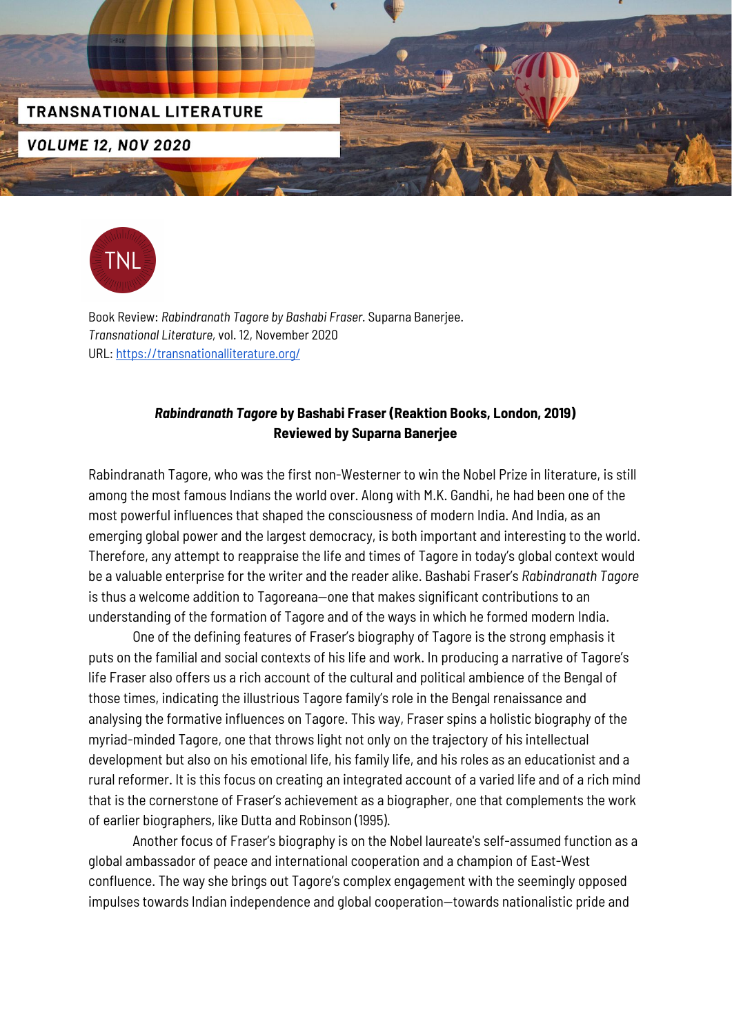Book Review: *Rabindranath Tagore by Bashabi Fraser*. Suparna Banerjee.
*Transnational Literature*, vol. 12, November 2020
URL: https://transnationalliterature.org/

**_Rabindranath Tagore_ by Bashabi Fraser (Reaktion Books, London, 2019)**
**Reviewed by Suparna Banerjee**

Rabindranath Tagore, who was the first non-Westerner to win the Nobel Prize in literature, is still among the most famous Indians the world over. Along with M.K. Gandhi, he had been one of the most powerful influences that shaped the consciousness of modern India. And India, as an emerging global power and the largest democracy, is both important and interesting to the world. Therefore, any attempt to reappraise the life and times of Tagore in today's global context would be a valuable enterprise for the writer and the reader alike. Bashabi Fraser's *Rabindranath Tagore* is thus a welcome addition to Tagoreana—one that makes significant contributions to an understanding of the formation of Tagore and of the ways in which he formed modern India.

One of the defining features of Fraser's biography of Tagore is the strong emphasis it puts on the familial and social contexts of his life and work. In producing a narrative of Tagore's life Fraser also offers us a rich account of the cultural and political ambience of the Bengal of those times, indicating the illustrious Tagore family's role in the Bengal renaissance and analysing the formative influences on Tagore. This way, Fraser spins a holistic biography of the myriad-minded Tagore, one that throws light not only on the trajectory of his intellectual development but also on his emotional life, his family life, and his roles as an educationist and a rural reformer. It is this focus on creating an integrated account of a varied life and of a rich mind that is the cornerstone of Fraser's achievement as a biographer, one that complements the work of earlier biographers, like Dutta and Robinson (1995).

Another focus of Fraser's biography is on the Nobel laureate's self-assumed function as a global ambassador of peace and international cooperation and a champion of East-West confluence. The way she brings out Tagore's complex engagement with the seemingly opposed impulses towards Indian independence and global cooperation—towards nationalistic pride and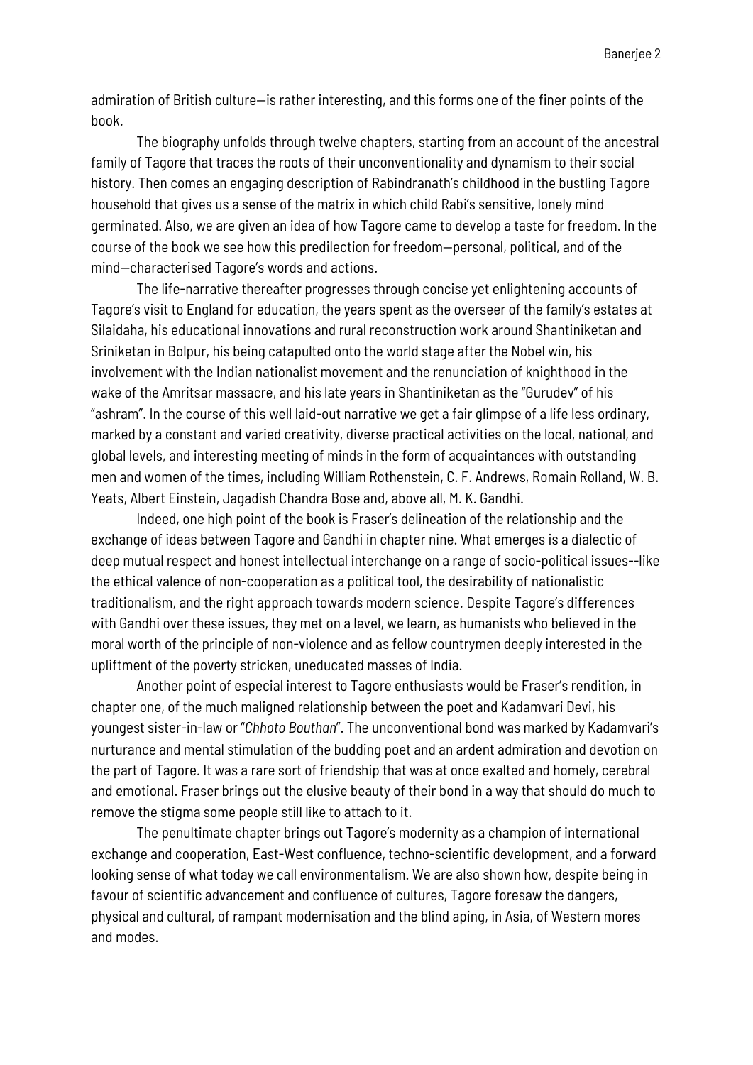admiration of British culture—is rather interesting, and this forms one of the finer points of the book.

The biography unfolds through twelve chapters, starting from an account of the ancestral family of Tagore that traces the roots of their unconventionality and dynamism to their social history. Then comes an engaging description of Rabindranath's childhood in the bustling Tagore household that gives us a sense of the matrix in which child Rabi's sensitive, lonely mind germinated. Also, we are given an idea of how Tagore came to develop a taste for freedom. In the course of the book we see how this predilection for freedom—personal, political, and of the mind—characterised Tagore's words and actions.

The life-narrative thereafter progresses through concise yet enlightening accounts of Tagore's visit to England for education, the years spent as the overseer of the family's estates at Silaidaha, his educational innovations and rural reconstruction work around Shantiniketan and Sriniketan in Bolpur, his being catapulted onto the world stage after the Nobel win, his involvement with the Indian nationalist movement and the renunciation of knighthood in the wake of the Amritsar massacre, and his late years in Shantiniketan as the "Gurudev" of his "ashram". In the course of this well laid-out narrative we get a fair glimpse of a life less ordinary, marked by a constant and varied creativity, diverse practical activities on the local, national, and global levels, and interesting meeting of minds in the form of acquaintances with outstanding men and women of the times, including William Rothenstein, C. F. Andrews, Romain Rolland, W. B. Yeats, Albert Einstein, Jagadish Chandra Bose and, above all, M. K. Gandhi.

Indeed, one high point of the book is Fraser's delineation of the relationship and the exchange of ideas between Tagore and Gandhi in chapter nine. What emerges is a dialectic of deep mutual respect and honest intellectual interchange on a range of socio-political issues--like the ethical valence of non-cooperation as a political tool, the desirability of nationalistic traditionalism, and the right approach towards modern science. Despite Tagore's differences with Gandhi over these issues, they met on a level, we learn, as humanists who believed in the moral worth of the principle of non-violence and as fellow countrymen deeply interested in the upliftment of the poverty stricken, uneducated masses of India.

Another point of especial interest to Tagore enthusiasts would be Fraser's rendition, in chapter one, of the much maligned relationship between the poet and Kadamvari Devi, his youngest sister-in-law or "*Chhoto Bouthan*". The unconventional bond was marked by Kadamvari's nurturance and mental stimulation of the budding poet and an ardent admiration and devotion on the part of Tagore. It was a rare sort of friendship that was at once exalted and homely, cerebral and emotional. Fraser brings out the elusive beauty of their bond in a way that should do much to remove the stigma some people still like to attach to it.

The penultimate chapter brings out Tagore's modernity as a champion of international exchange and cooperation, East-West confluence, techno-scientific development, and a forward looking sense of what today we call environmentalism. We are also shown how, despite being in favour of scientific advancement and confluence of cultures, Tagore foresaw the dangers, physical and cultural, of rampant modernisation and the blind aping, in Asia, of Western mores and modes.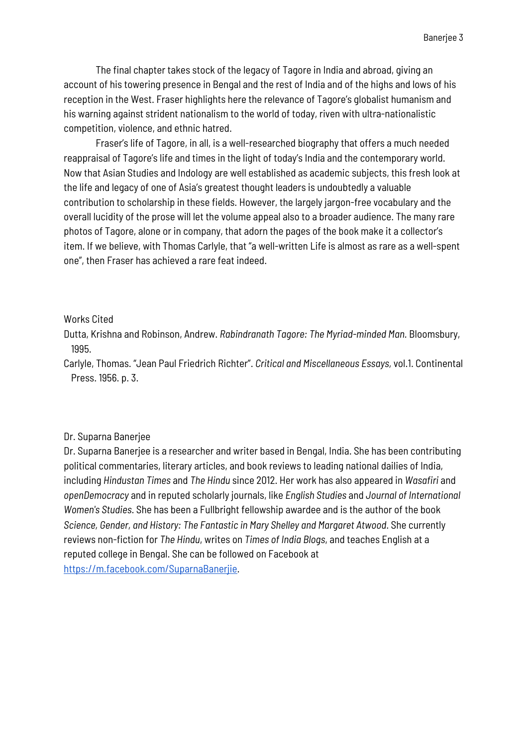The final chapter takes stock of the legacy of Tagore in India and abroad, giving an account of his towering presence in Bengal and the rest of India and of the highs and lows of his reception in the West. Fraser highlights here the relevance of Tagore's globalist humanism and his warning against strident nationalism to the world of today, riven with ultra-nationalistic competition, violence, and ethnic hatred.

Fraser's life of Tagore, in all, is a well-researched biography that offers a much needed reappraisal of Tagore's life and times in the light of today's India and the contemporary world. Now that Asian Studies and Indology are well established as academic subjects, this fresh look at the life and legacy of one of Asia's greatest thought leaders is undoubtedly a valuable contribution to scholarship in these fields. However, the largely jargon-free vocabulary and the overall lucidity of the prose will let the volume appeal also to a broader audience. The many rare photos of Tagore, alone or in company, that adorn the pages of the book make it a collector's item. If we believe, with Thomas Carlyle, that "a well-written Life is almost as rare as a well-spent one", then Fraser has achieved a rare feat indeed.

Works Cited

Dutta, Krishna and Robinson, Andrew. *Rabindranath Tagore: The Myriad-minded Man.* Bloomsbury, 1995.

Carlyle, Thomas. "Jean Paul Friedrich Richter". *Critical and Miscellaneous Essays*, vol.1. Continental Press. 1956. p. 3.

Dr. Suparna Banerjee

Dr. Suparna Banerjee is a researcher and writer based in Bengal, India. She has been contributing political commentaries, literary articles, and book reviews to leading national dailies of India, including *Hindustan Times* and *The Hindu* since 2012. Her work has also appeared in *Wasafiri* and *openDemocracy* and in reputed scholarly journals, like *English Studies* and *Journal of International Women's Studies*. She has been a Fullbright fellowship awardee and is the author of the book *Science, Gender, and History: The Fantastic in Mary Shelley and Margaret Atwood*. She currently reviews non-fiction for *The Hindu*, writes on *Times of India Blogs*, and teaches English at a reputed college in Bengal. She can be followed on Facebook at [https://m.facebook.com/SuparnaBanerjie](https://m.facebook.com/SuparnaBanerjie).